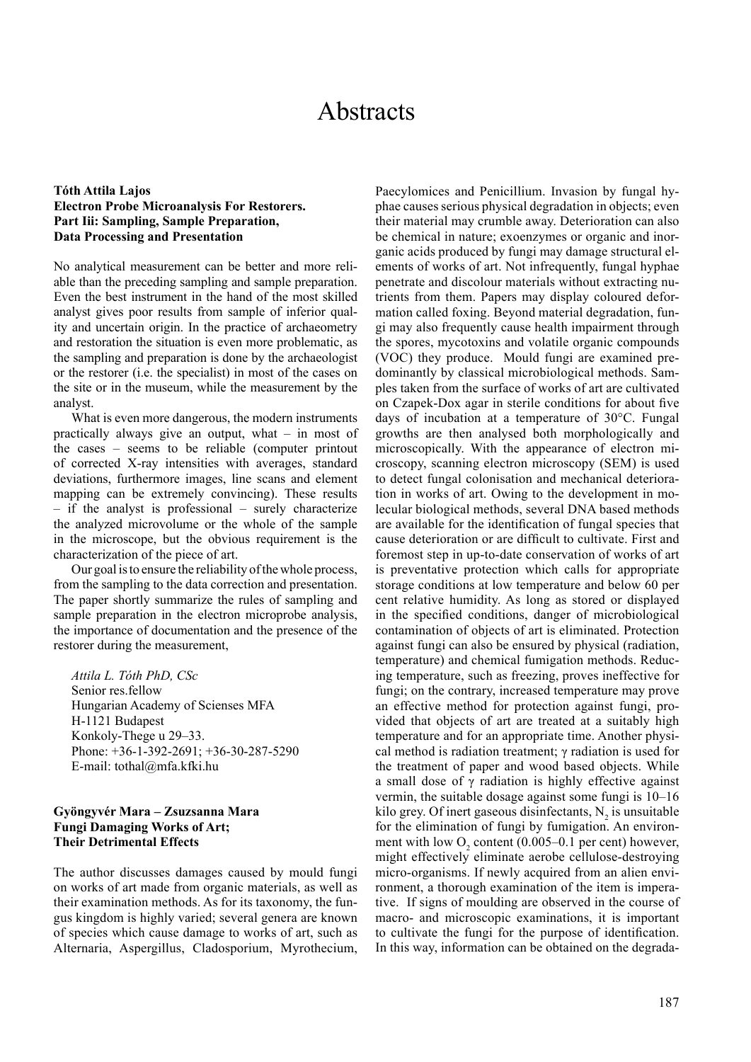# Abstracts

**Tóth Attila Lajos**
**Electron Probe Microanalysis For Restorers.**
**Part Iii: Sampling, Sample Preparation, Data Processing and Presentation**

No analytical measurement can be better and more reliable than the preceding sampling and sample preparation. Even the best instrument in the hand of the most skilled analyst gives poor results from sample of inferior quality and uncertain origin. In the practice of archaeometry and restoration the situation is even more problematic, as the sampling and preparation is done by the archaeologist or the restorer (i.e. the specialist) in most of the cases on the site or in the museum, while the measurement by the analyst.

What is even more dangerous, the modern instruments practically always give an output, what – in most of the cases – seems to be reliable (computer printout of corrected X-ray intensities with averages, standard deviations, furthermore images, line scans and element mapping can be extremely convincing). These results – if the analyst is professional – surely characterize the analyzed microvolume or the whole of the sample in the microscope, but the obvious requirement is the characterization of the piece of art.

Our goal is to ensure the reliability of the whole process, from the sampling to the data correction and presentation. The paper shortly summarize the rules of sampling and sample preparation in the electron microprobe analysis, the importance of documentation and the presence of the restorer during the measurement,

*Attila L. Tóth PhD, CSc*
Senior res.fellow
Hungarian Academy of Scienses MFA
H-1121 Budapest
Konkoly-Thege u 29–33.
Phone: +36-1-392-2691; +36-30-287-5290
E-mail: tothal@mfa.kfki.hu

**Gyöngyvér Mara – Zsuzsanna Mara**
**Fungi Damaging Works of Art;**
**Their Detrimental Effects**

The author discusses damages caused by mould fungi on works of art made from organic materials, as well as their examination methods. As for its taxonomy, the fungus kingdom is highly varied; several genera are known of species which cause damage to works of art, such as Alternaria, Aspergillus, Cladosporium, Myrothecium, Paecylomices and Penicillium. Invasion by fungal hyphae causes serious physical degradation in objects; even their material may crumble away. Deterioration can also be chemical in nature; exoenzymes or organic and inorganic acids produced by fungi may damage structural elements of works of art. Not infrequently, fungal hyphae penetrate and discolour materials without extracting nutrients from them. Papers may display coloured deformation called foxing. Beyond material degradation, fungi may also frequently cause health impairment through the spores, mycotoxins and volatile organic compounds (VOC) they produce. Mould fungi are examined predominantly by classical microbiological methods. Samples taken from the surface of works of art are cultivated on Czapek-Dox agar in sterile conditions for about five days of incubation at a temperature of 30°C. Fungal growths are then analysed both morphologically and microscopically. With the appearance of electron microscopy, scanning electron microscopy (SEM) is used to detect fungal colonisation and mechanical deterioration in works of art. Owing to the development in molecular biological methods, several DNA based methods are available for the identification of fungal species that cause deterioration or are difficult to cultivate. First and foremost step in up-to-date conservation of works of art is preventative protection which calls for appropriate storage conditions at low temperature and below 60 per cent relative humidity. As long as stored or displayed in the specified conditions, danger of microbiological contamination of objects of art is eliminated. Protection against fungi can also be ensured by physical (radiation, temperature) and chemical fumigation methods. Reducing temperature, such as freezing, proves ineffective for fungi; on the contrary, increased temperature may prove an effective method for protection against fungi, provided that objects of art are treated at a suitably high temperature and for an appropriate time. Another physical method is radiation treatment; $\gamma$ radiation is used for the treatment of paper and wood based objects. While a small dose of $\gamma$ radiation is highly effective against vermin, the suitable dosage against some fungi is 10–16 kilo grey. Of inert gaseous disinfectants, $N_2$ is unsuitable for the elimination of fungi by fumigation. An environment with low $O_2$ content (0.005–0.1 per cent) however, might effectively eliminate aerobe cellulose-destroying micro-organisms. If newly acquired from an alien environment, a thorough examination of the item is imperative. If signs of moulding are observed in the course of macro- and microscopic examinations, it is important to cultivate the fungi for the purpose of identification. In this way, information can be obtained on the degrada-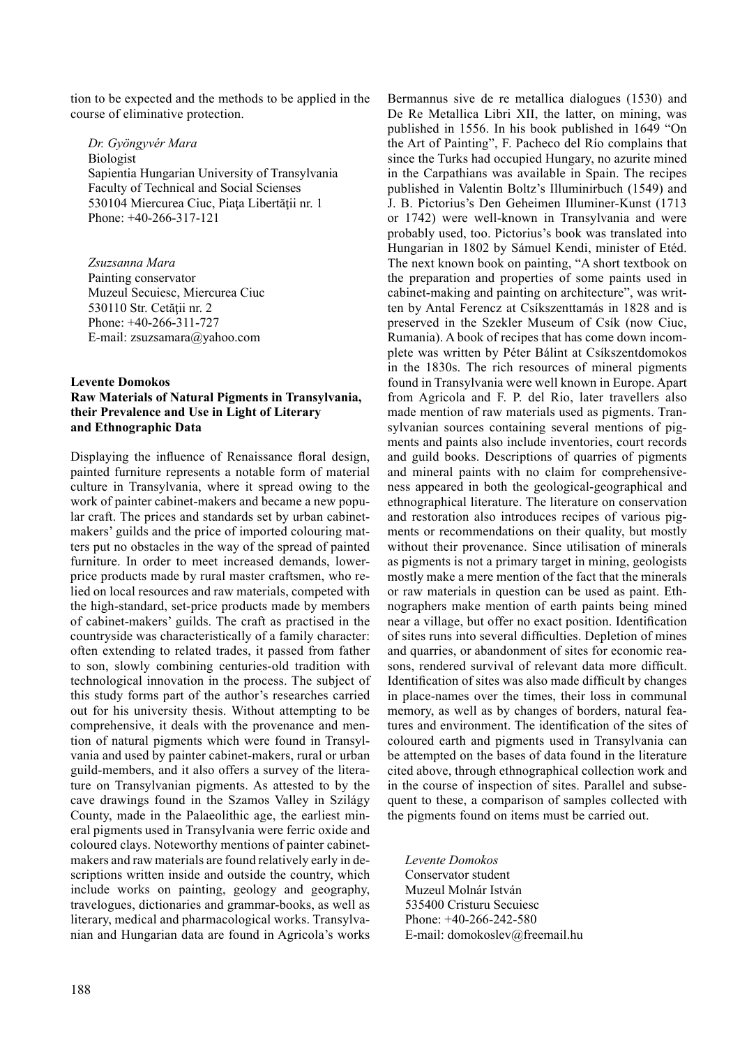tion to be expected and the methods to be applied in the course of eliminative protection.

*Dr. Gyöngyvér Mara*
Biologist
Sapientia Hungarian University of Transylvania
Faculty of Technical and Social Scienses
530104 Miercurea Ciuc, Piaţa Libertăţii nr. 1
Phone: +40-266-317-121

*Zsuzsanna Mara*
Painting conservator
Muzeul Secuiesc, Miercurea Ciuc
530110 Str. Cetăţii nr. 2
Phone: +40-266-311-727
E-mail: zsuzsamara@yahoo.com

**Levente Domokos**
**Raw Materials of Natural Pigments in Transylvania, their Prevalence and Use in Light of Literary and Ethnographic Data**

Displaying the influence of Renaissance floral design, painted furniture represents a notable form of material culture in Transylvania, where it spread owing to the work of painter cabinet-makers and became a new popular craft. The prices and standards set by urban cabinet-makers' guilds and the price of imported colouring matters put no obstacles in the way of the spread of painted furniture. In order to meet increased demands, lower-price products made by rural master craftsmen, who relied on local resources and raw materials, competed with the high-standard, set-price products made by members of cabinet-makers' guilds. The craft as practised in the countryside was characteristically of a family character: often extending to related trades, it passed from father to son, slowly combining centuries-old tradition with technological innovation in the process. The subject of this study forms part of the author's researches carried out for his university thesis. Without attempting to be comprehensive, it deals with the provenance and mention of natural pigments which were found in Transylvania and used by painter cabinet-makers, rural or urban guild-members, and it also offers a survey of the literature on Transylvanian pigments. As attested to by the cave drawings found in the Szamos Valley in Szilágy County, made in the Palaeolithic age, the earliest mineral pigments used in Transylvania were ferric oxide and coloured clays. Noteworthy mentions of painter cabinet-makers and raw materials are found relatively early in descriptions written inside and outside the country, which include works on painting, geology and geography, travelogues, dictionaries and grammar-books, as well as literary, medical and pharmacological works. Transylvanian and Hungarian data are found in Agricola's works Bermannus sive de re metallica dialogues (1530) and De Re Metallica Libri XII, the latter, on mining, was published in 1556. In his book published in 1649 "On the Art of Painting", F. Pacheco del Río complains that since the Turks had occupied Hungary, no azurite mined in the Carpathians was available in Spain. The recipes published in Valentin Boltz's Illuminirbuch (1549) and J. B. Pictorius's Den Geheimen Illuminer-Kunst (1713 or 1742) were well-known in Transylvania and were probably used, too. Pictorius's book was translated into Hungarian in 1802 by Sámuel Kendi, minister of Etéd. The next known book on painting, "A short textbook on the preparation and properties of some paints used in cabinet-making and painting on architecture", was written by Antal Ferencz at Csíkszenttamás in 1828 and is preserved in the Szekler Museum of Csík (now Ciuc, Rumania). A book of recipes that has come down incomplete was written by Péter Bálint at Csíkszentdomokos in the 1830s. The rich resources of mineral pigments found in Transylvania were well known in Europe. Apart from Agricola and F. P. del Rio, later travellers also made mention of raw materials used as pigments. Transylvanian sources containing several mentions of pigments and paints also include inventories, court records and guild books. Descriptions of quarries of pigments and mineral paints with no claim for comprehensiveness appeared in both the geological-geographical and ethnographical literature. The literature on conservation and restoration also introduces recipes of various pigments or recommendations on their quality, but mostly without their provenance. Since utilisation of minerals as pigments is not a primary target in mining, geologists mostly make a mere mention of the fact that the minerals or raw materials in question can be used as paint. Ethnographers make mention of earth paints being mined near a village, but offer no exact position. Identification of sites runs into several difficulties. Depletion of mines and quarries, or abandonment of sites for economic reasons, rendered survival of relevant data more difficult. Identification of sites was also made difficult by changes in place-names over the times, their loss in communal memory, as well as by changes of borders, natural features and environment. The identification of the sites of coloured earth and pigments used in Transylvania can be attempted on the bases of data found in the literature cited above, through ethnographical collection work and in the course of inspection of sites. Parallel and subsequent to these, a comparison of samples collected with the pigments found on items must be carried out.

*Levente Domokos*
Conservator student
Muzeul Molnár István
535400 Cristuru Secuiesc
Phone: +40-266-242-580
E-mail: domokoslev@freemail.hu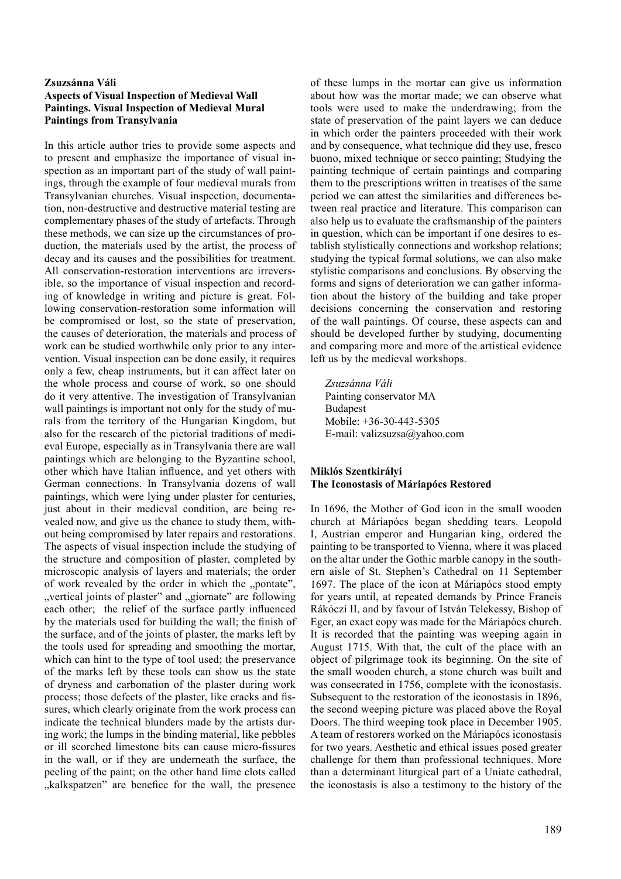**Zsuzsánna Váli**
**Aspects of Visual Inspection of Medieval Wall Paintings. Visual Inspection of Medieval Mural Paintings from Transylvania**

In this article author tries to provide some aspects and to present and emphasize the importance of visual inspection as an important part of the study of wall paintings, through the example of four medieval murals from Transylvanian churches. Visual inspection, documentation, non-destructive and destructive material testing are complementary phases of the study of artefacts. Through these methods, we can size up the circumstances of production, the materials used by the artist, the process of decay and its causes and the possibilities for treatment. All conservation-restoration interventions are irreversible, so the importance of visual inspection and recording of knowledge in writing and picture is great. Following conservation-restoration some information will be compromised or lost, so the state of preservation, the causes of deterioration, the materials and process of work can be studied worthwhile only prior to any intervention. Visual inspection can be done easily, it requires only a few, cheap instruments, but it can affect later on the whole process and course of work, so one should do it very attentive. The investigation of Transylvanian wall paintings is important not only for the study of murals from the territory of the Hungarian Kingdom, but also for the research of the pictorial traditions of medieval Europe, especially as in Transylvania there are wall paintings which are belonging to the Byzantine school, other which have Italian influence, and yet others with German connections. In Transylvania dozens of wall paintings, which were lying under plaster for centuries, just about in their medieval condition, are being revealed now, and give us the chance to study them, without being compromised by later repairs and restorations. The aspects of visual inspection include the studying of the structure and composition of plaster, completed by microscopic analysis of layers and materials; the order of work revealed by the order in which the „pontate", „vertical joints of plaster" and „giornate" are following each other; the relief of the surface partly influenced by the materials used for building the wall; the finish of the surface, and of the joints of plaster, the marks left by the tools used for spreading and smoothing the mortar, which can hint to the type of tool used; the preservance of the marks left by these tools can show us the state of dryness and carbonation of the plaster during work process; those defects of the plaster, like cracks and fissures, which clearly originate from the work process can indicate the technical blunders made by the artists during work; the lumps in the binding material, like pebbles or ill scorched limestone bits can cause micro-fissures in the wall, or if they are underneath the surface, the peeling of the paint; on the other hand lime clots called „kalkspatzen" are benefice for the wall, the presence of these lumps in the mortar can give us information about how was the mortar made; we can observe what tools were used to make the underdrawing; from the state of preservation of the paint layers we can deduce in which order the painters proceeded with their work and by consequence, what technique did they use, fresco buono, mixed technique or secco painting; Studying the painting technique of certain paintings and comparing them to the prescriptions written in treatises of the same period we can attest the similarities and differences between real practice and literature. This comparison can also help us to evaluate the craftsmanship of the painters in question, which can be important if one desires to establish stylistically connections and workshop relations; studying the typical formal solutions, we can also make stylistic comparisons and conclusions. By observing the forms and signs of deterioration we can gather information about the history of the building and take proper decisions concerning the conservation and restoring of the wall paintings. Of course, these aspects can and should be developed further by studying, documenting and comparing more and more of the artistical evidence left us by the medieval workshops.

*Zsuzsánna Váli*
Painting conservator MA
Budapest
Mobile: +36-30-443-5305
E-mail: valizsuzsa@yahoo.com

**Miklós Szentkirályi**
**The Iconostasis of Máriapócs Restored**

In 1696, the Mother of God icon in the small wooden church at Máriapócs began shedding tears. Leopold I, Austrian emperor and Hungarian king, ordered the painting to be transported to Vienna, where it was placed on the altar under the Gothic marble canopy in the southern aisle of St. Stephen's Cathedral on 11 September 1697. The place of the icon at Máriapócs stood empty for years until, at repeated demands by Prince Francis Rákóczi II, and by favour of István Telekessy, Bishop of Eger, an exact copy was made for the Máriapócs church. It is recorded that the painting was weeping again in August 1715. With that, the cult of the place with an object of pilgrimage took its beginning. On the site of the small wooden church, a stone church was built and was consecrated in 1756, complete with the iconostasis. Subsequent to the restoration of the iconostasis in 1896, the second weeping picture was placed above the Royal Doors. The third weeping took place in December 1905. A team of restorers worked on the Máriapócs iconostasis for two years. Aesthetic and ethical issues posed greater challenge for them than professional techniques. More than a determinant liturgical part of a Uniate cathedral, the iconostasis is also a testimony to the history of the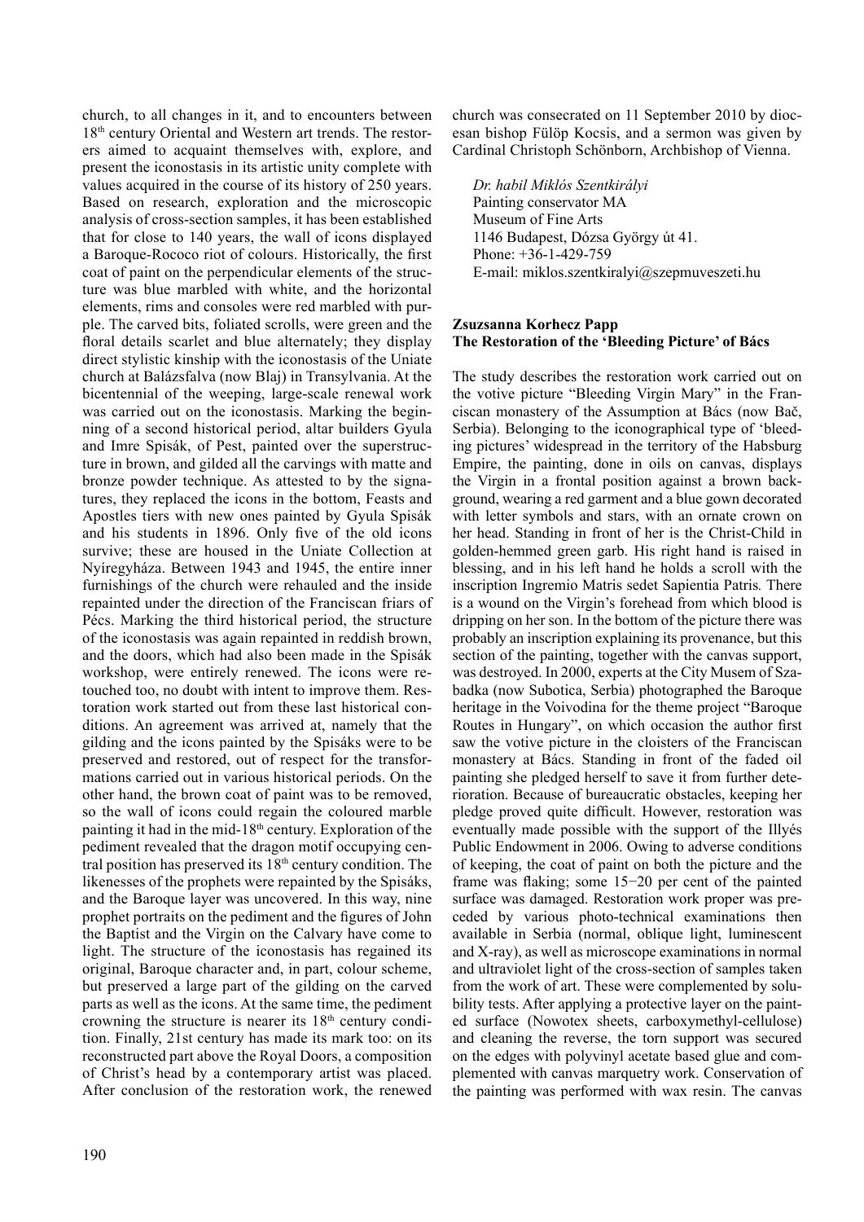church, to all changes in it, and to encounters between 18th century Oriental and Western art trends. The restorers aimed to acquaint themselves with, explore, and present the iconostasis in its artistic unity complete with values acquired in the course of its history of 250 years. Based on research, exploration and the microscopic analysis of cross-section samples, it has been established that for close to 140 years, the wall of icons displayed a Baroque-Rococo riot of colours. Historically, the first coat of paint on the perpendicular elements of the structure was blue marbled with white, and the horizontal elements, rims and consoles were red marbled with purple. The carved bits, foliated scrolls, were green and the floral details scarlet and blue alternately; they display direct stylistic kinship with the iconostasis of the Uniate church at Balázsfalva (now Blaj) in Transylvania. At the bicentennial of the weeping, large-scale renewal work was carried out on the iconostasis. Marking the beginning of a second historical period, altar builders Gyula and Imre Spisák, of Pest, painted over the superstructure in brown, and gilded all the carvings with matte and bronze powder technique. As attested to by the signatures, they replaced the icons in the bottom, Feasts and Apostles tiers with new ones painted by Gyula Spisák and his students in 1896. Only five of the old icons survive; these are housed in the Uniate Collection at Nyíregyháza. Between 1943 and 1945, the entire inner furnishings of the church were rehauled and the inside repainted under the direction of the Franciscan friars of Pécs. Marking the third historical period, the structure of the iconostasis was again repainted in reddish brown, and the doors, which had also been made in the Spisák workshop, were entirely renewed. The icons were retouched too, no doubt with intent to improve them. Restoration work started out from these last historical conditions. An agreement was arrived at, namely that the gilding and the icons painted by the Spisáks were to be preserved and restored, out of respect for the transformations carried out in various historical periods. On the other hand, the brown coat of paint was to be removed, so the wall of icons could regain the coloured marble painting it had in the mid-18th century. Exploration of the pediment revealed that the dragon motif occupying central position has preserved its 18th century condition. The likenesses of the prophets were repainted by the Spisáks, and the Baroque layer was uncovered. In this way, nine prophet portraits on the pediment and the figures of John the Baptist and the Virgin on the Calvary have come to light. The structure of the iconostasis has regained its original, Baroque character and, in part, colour scheme, but preserved a large part of the gilding on the carved parts as well as the icons. At the same time, the pediment crowning the structure is nearer its 18th century condition. Finally, 21st century has made its mark too: on its reconstructed part above the Royal Doors, a composition of Christ's head by a contemporary artist was placed. After conclusion of the restoration work, the renewed church was consecrated on 11 September 2010 by diocesan bishop Fülöp Kocsis, and a sermon was given by Cardinal Christoph Schönborn, Archbishop of Vienna.

*Dr. habil Miklós Szentkirályi*
Painting conservator MA
Museum of Fine Arts
1146 Budapest, Dózsa György út 41.
Phone: +36-1-429-759
E-mail: miklos.szentkiralyi@szepmuveszeti.hu

**Zsuzsanna Korhecz Papp**
**The Restoration of the 'Bleeding Picture' of Bács**

The study describes the restoration work carried out on the votive picture "Bleeding Virgin Mary" in the Franciscan monastery of the Assumption at Bács (now Bač, Serbia). Belonging to the iconographical type of 'bleeding pictures' widespread in the territory of the Habsburg Empire, the painting, done in oils on canvas, displays the Virgin in a frontal position against a brown background, wearing a red garment and a blue gown decorated with letter symbols and stars, with an ornate crown on her head. Standing in front of her is the Christ-Child in golden-hemmed green garb. His right hand is raised in blessing, and in his left hand he holds a scroll with the inscription *Ingremio Matris sedet Sapientia Patris.* There is a wound on the Virgin's forehead from which blood is dripping on her son. In the bottom of the picture there was probably an inscription explaining its provenance, but this section of the painting, together with the canvas support, was destroyed. In 2000, experts at the City Musem of Szabadka (now Subotica, Serbia) photographed the Baroque heritage in the Voivodina for the theme project "Baroque Routes in Hungary", on which occasion the author first saw the votive picture in the cloisters of the Franciscan monastery at Bács. Standing in front of the faded oil painting she pledged herself to save it from further deterioration. Because of bureaucratic obstacles, keeping her pledge proved quite difficult. However, restoration was eventually made possible with the support of the Illyés Public Endowment in 2006. Owing to adverse conditions of keeping, the coat of paint on both the picture and the frame was flaking; some 15−20 per cent of the painted surface was damaged. Restoration work proper was preceded by various photo-technical examinations then available in Serbia (normal, oblique light, luminescent and X-ray), as well as microscope examinations in normal and ultraviolet light of the cross-section of samples taken from the work of art. These were complemented by solubility tests. After applying a protective layer on the painted surface (Nowotex sheets, carboxymethyl-cellulose) and cleaning the reverse, the torn support was secured on the edges with polyvinyl acetate based glue and complemented with canvas marquetry work. Conservation of the painting was performed with wax resin. The canvas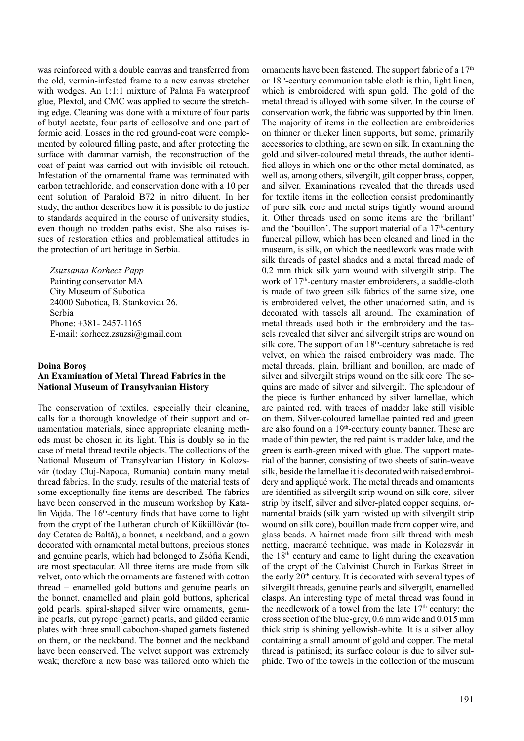was reinforced with a double canvas and transferred from the old, vermin-infested frame to a new canvas stretcher with wedges. An 1:1:1 mixture of Palma Fa waterproof glue, Plextol, and CMC was applied to secure the stretching edge. Cleaning was done with a mixture of four parts of butyl acetate, four parts of cellosolve and one part of formic acid. Losses in the red ground-coat were complemented by coloured filling paste, and after protecting the surface with dammar varnish, the reconstruction of the coat of paint was carried out with invisible oil retouch. Infestation of the ornamental frame was terminated with carbon tetrachloride, and conservation done with a 10 per cent solution of Paraloid B72 in nitro diluent. In her study, the author describes how it is possible to do justice to standards acquired in the course of university studies, even though no trodden paths exist. She also raises issues of restoration ethics and problematical attitudes in the protection of art heritage in Serbia.

*Zsuzsanna Korhecz Papp*
Painting conservator MA
City Museum of Subotica
24000 Subotica, B. Stankovica 26.
Serbia
Phone: +381- 2457-1165
E-mail: korhecz.zsuzsi@gmail.com

**Doina Boroş**
**An Examination of Metal Thread Fabrics in the National Museum of Transylvanian History**

The conservation of textiles, especially their cleaning, calls for a thorough knowledge of their support and ornamentation materials, since appropriate cleaning methods must be chosen in its light. This is doubly so in the case of metal thread textile objects. The collections of the National Museum of Transylvanian History in Kolozsvár (today Cluj-Napoca, Rumania) contain many metal thread fabrics. In the study, results of the material tests of some exceptionally fine items are described. The fabrics have been conserved in the museum workshop by Katalin Vajda. The 16th-century finds that have come to light from the crypt of the Lutheran church of Küküllővár (today Cetatea de Baltă), a bonnet, a neckband, and a gown decorated with ornamental metal buttons, precious stones and genuine pearls, which had belonged to Zsófia Kendi, are most spectacular. All three items are made from silk velvet, onto which the ornaments are fastened with cotton thread − enamelled gold buttons and genuine pearls on the bonnet, enamelled and plain gold buttons, spherical gold pearls, spiral-shaped silver wire ornaments, genuine pearls, cut pyrope (garnet) pearls, and gilded ceramic plates with three small cabochon-shaped garnets fastened on them, on the neckband. The bonnet and the neckband have been conserved. The velvet support was extremely weak; therefore a new base was tailored onto which the ornaments have been fastened. The support fabric of a 17th or 18th-century communion table cloth is thin, light linen, which is embroidered with spun gold. The gold of the metal thread is alloyed with some silver. In the course of conservation work, the fabric was supported by thin linen. The majority of items in the collection are embroideries on thinner or thicker linen supports, but some, primarily accessories to clothing, are sewn on silk. In examining the gold and silver-coloured metal threads, the author identified alloys in which one or the other metal dominated, as well as, among others, silvergilt, gilt copper brass, copper, and silver. Examinations revealed that the threads used for textile items in the collection consist predominantly of pure silk core and metal strips tightly wound around it. Other threads used on some items are the 'brillant' and the 'bouillon'. The support material of a 17th-century funereal pillow, which has been cleaned and lined in the museum, is silk, on which the needlework was made with silk threads of pastel shades and a metal thread made of 0.2 mm thick silk yarn wound with silvergilt strip. The work of 17th-century master embroiderers, a saddle-cloth is made of two green silk fabrics of the same size, one is embroidered velvet, the other unadorned satin, and is decorated with tassels all around. The examination of metal threads used both in the embroidery and the tassels revealed that silver and silvergilt strips are wound on silk core. The support of an 18th-century sabretache is red velvet, on which the raised embroidery was made. The metal threads, plain, brilliant and bouillon, are made of silver and silvergilt strips wound on the silk core. The sequins are made of silver and silvergilt. The splendour of the piece is further enhanced by silver lamellae, which are painted red, with traces of madder lake still visible on them. Silver-coloured lamellae painted red and green are also found on a 19th-century county banner. These are made of thin pewter, the red paint is madder lake, and the green is earth-green mixed with glue. The support material of the banner, consisting of two sheets of satin-weave silk, beside the lamellae it is decorated with raised embroidery and appliqué work. The metal threads and ornaments are identified as silvergilt strip wound on silk core, silver strip by itself, silver and silver-plated copper sequins, ornamental braids (silk yarn twisted up with silvergilt strip wound on silk core), bouillon made from copper wire, and glass beads. A hairnet made from silk thread with mesh netting, macramé technique, was made in Kolozsvár in the 18th century and came to light during the excavation of the crypt of the Calvinist Church in Farkas Street in the early 20th century. It is decorated with several types of silvergilt threads, genuine pearls and silvergilt, enamelled clasps. An interesting type of metal thread was found in the needlework of a towel from the late 17th century: the cross section of the blue-grey, 0.6 mm wide and 0.015 mm thick strip is shining yellowish-white. It is a silver alloy containing a small amount of gold and copper. The metal thread is patinised; its surface colour is due to silver sulphide. Two of the towels in the collection of the museum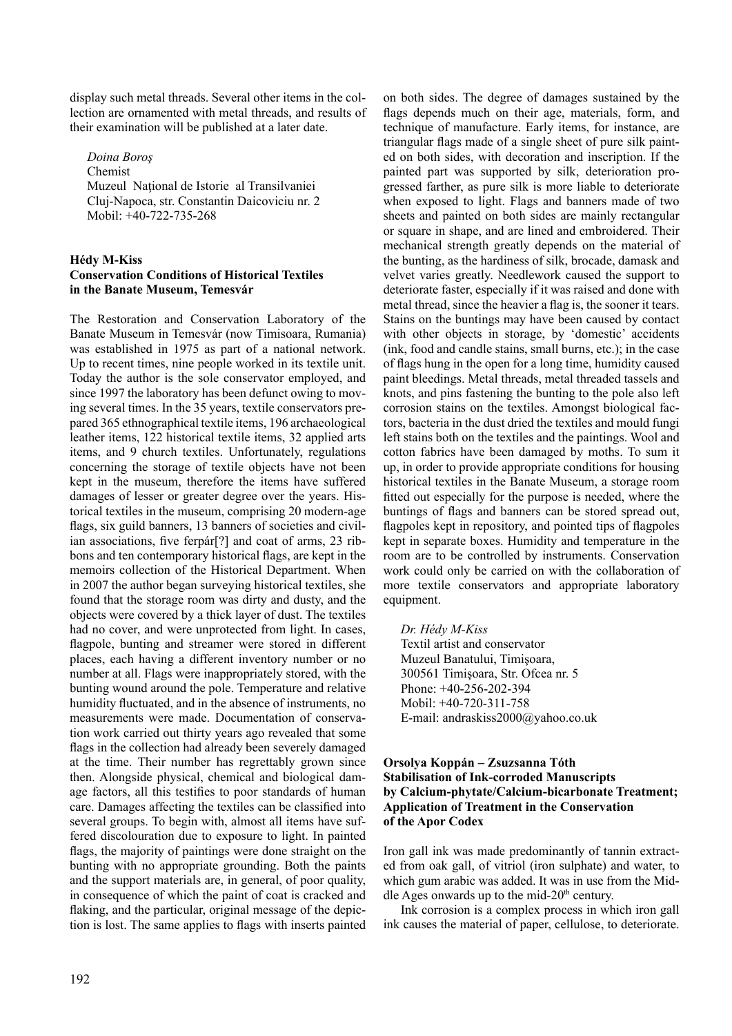display such metal threads. Several other items in the collection are ornamented with metal threads, and results of their examination will be published at a later date.

*Doina Boroș*
Chemist
Muzeul Național de Istorie al Transilvaniei
Cluj-Napoca, str. Constantin Daicoviciu nr. 2
Mobil: +40-722-735-268

**Hédy M-Kiss**
**Conservation Conditions of Historical Textiles in the Banate Museum, Temesvár**

The Restoration and Conservation Laboratory of the Banate Museum in Temesvár (now Timisoara, Rumania) was established in 1975 as part of a national network. Up to recent times, nine people worked in its textile unit. Today the author is the sole conservator employed, and since 1997 the laboratory has been defunct owing to moving several times. In the 35 years, textile conservators prepared 365 ethnographical textile items, 196 archaeological leather items, 122 historical textile items, 32 applied arts items, and 9 church textiles. Unfortunately, regulations concerning the storage of textile objects have not been kept in the museum, therefore the items have suffered damages of lesser or greater degree over the years. Historical textiles in the museum, comprising 20 modern-age flags, six guild banners, 13 banners of societies and civilian associations, five ferpár[?] and coat of arms, 23 ribbons and ten contemporary historical flags, are kept in the memoirs collection of the Historical Department. When in 2007 the author began surveying historical textiles, she found that the storage room was dirty and dusty, and the objects were covered by a thick layer of dust. The textiles had no cover, and were unprotected from light. In cases, flagpole, bunting and streamer were stored in different places, each having a different inventory number or no number at all. Flags were inappropriately stored, with the bunting wound around the pole. Temperature and relative humidity fluctuated, and in the absence of instruments, no measurements were made. Documentation of conservation work carried out thirty years ago revealed that some flags in the collection had already been severely damaged at the time. Their number has regrettably grown since then. Alongside physical, chemical and biological damage factors, all this testifies to poor standards of human care. Damages affecting the textiles can be classified into several groups. To begin with, almost all items have suffered discolouration due to exposure to light. In painted flags, the majority of paintings were done straight on the bunting with no appropriate grounding. Both the paints and the support materials are, in general, of poor quality, in consequence of which the paint of coat is cracked and flaking, and the particular, original message of the depiction is lost. The same applies to flags with inserts painted on both sides. The degree of damages sustained by the flags depends much on their age, materials, form, and technique of manufacture. Early items, for instance, are triangular flags made of a single sheet of pure silk painted on both sides, with decoration and inscription. If the painted part was supported by silk, deterioration progressed farther, as pure silk is more liable to deteriorate when exposed to light. Flags and banners made of two sheets and painted on both sides are mainly rectangular or square in shape, and are lined and embroidered. Their mechanical strength greatly depends on the material of the bunting, as the hardiness of silk, brocade, damask and velvet varies greatly. Needlework caused the support to deteriorate faster, especially if it was raised and done with metal thread, since the heavier a flag is, the sooner it tears. Stains on the buntings may have been caused by contact with other objects in storage, by 'domestic' accidents (ink, food and candle stains, small burns, etc.); in the case of flags hung in the open for a long time, humidity caused paint bleedings. Metal threads, metal threaded tassels and knots, and pins fastening the bunting to the pole also left corrosion stains on the textiles. Amongst biological factors, bacteria in the dust dried the textiles and mould fungi left stains both on the textiles and the paintings. Wool and cotton fabrics have been damaged by moths. To sum it up, in order to provide appropriate conditions for housing historical textiles in the Banate Museum, a storage room fitted out especially for the purpose is needed, where the buntings of flags and banners can be stored spread out, flagpoles kept in repository, and pointed tips of flagpoles kept in separate boxes. Humidity and temperature in the room are to be controlled by instruments. Conservation work could only be carried on with the collaboration of more textile conservators and appropriate laboratory equipment.

*Dr. Hédy M-Kiss*
Textil artist and conservator
Muzeul Banatului, Timişoara,
300561 Timişoara, Str. Ofcea nr. 5
Phone: +40-256-202-394
Mobil: +40-720-311-758
E-mail: andraskiss2000@yahoo.co.uk

**Orsolya Koppán – Zsuzsanna Tóth**
**Stabilisation of Ink-corroded Manuscripts by Calcium-phytate/Calcium-bicarbonate Treatment; Application of Treatment in the Conservation of the Apor Codex**

Iron gall ink was made predominantly of tannin extracted from oak gall, of vitriol (iron sulphate) and water, to which gum arabic was added. It was in use from the Middle Ages onwards up to the mid-20th century.

Ink corrosion is a complex process in which iron gall ink causes the material of paper, cellulose, to deteriorate.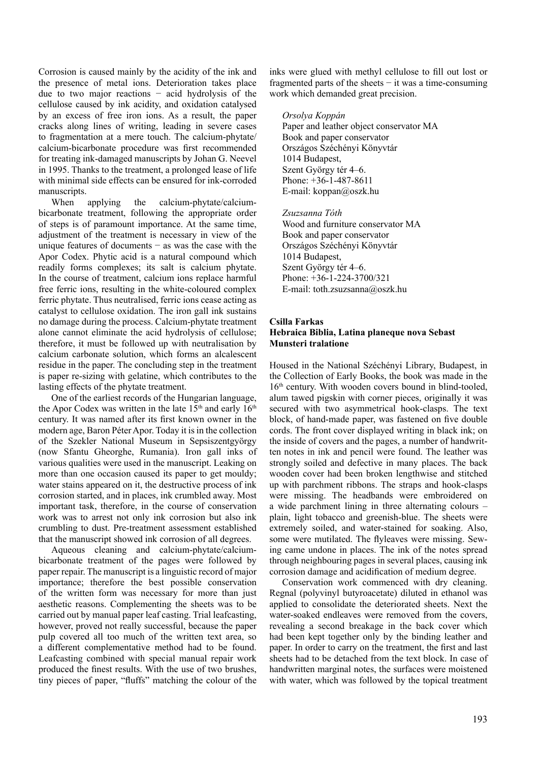Corrosion is caused mainly by the acidity of the ink and the presence of metal ions. Deterioration takes place due to two major reactions − acid hydrolysis of the cellulose caused by ink acidity, and oxidation catalysed by an excess of free iron ions. As a result, the paper cracks along lines of writing, leading in severe cases to fragmentation at a mere touch. The calcium-phytate/calcium-bicarbonate procedure was first recommended for treating ink-damaged manuscripts by Johan G. Neevel in 1995. Thanks to the treatment, a prolonged lease of life with minimal side effects can be ensured for ink-corroded manuscripts.

When applying the calcium-phytate/calcium-bicarbonate treatment, following the appropriate order of steps is of paramount importance. At the same time, adjustment of the treatment is necessary in view of the unique features of documents − as was the case with the Apor Codex. Phytic acid is a natural compound which readily forms complexes; its salt is calcium phytate. In the course of treatment, calcium ions replace harmful free ferric ions, resulting in the white-coloured complex ferric phytate. Thus neutralised, ferric ions cease acting as catalyst to cellulose oxidation. The iron gall ink sustains no damage during the process. Calcium-phytate treatment alone cannot eliminate the acid hydrolysis of cellulose; therefore, it must be followed up with neutralisation by calcium carbonate solution, which forms an alcalescent residue in the paper. The concluding step in the treatment is paper re-sizing with gelatine, which contributes to the lasting effects of the phytate treatment.

One of the earliest records of the Hungarian language, the Apor Codex was written in the late 15th and early 16th century. It was named after its first known owner in the modern age, Baron Péter Apor. Today it is in the collection of the Szekler National Museum in Sepsiszentgyörgy (now Sfantu Gheorghe, Rumania). Iron gall inks of various qualities were used in the manuscript. Leaking on more than one occasion caused its paper to get mouldy; water stains appeared on it, the destructive process of ink corrosion started, and in places, ink crumbled away. Most important task, therefore, in the course of conservation work was to arrest not only ink corrosion but also ink crumbling to dust. Pre-treatment assessment established that the manuscript showed ink corrosion of all degrees.

Aqueous cleaning and calcium-phytate/calcium-bicarbonate treatment of the pages were followed by paper repair. The manuscript is a linguistic record of major importance; therefore the best possible conservation of the written form was necessary for more than just aesthetic reasons. Complementing the sheets was to be carried out by manual paper leaf casting. Trial leafcasting, however, proved not really successful, because the paper pulp covered all too much of the written text area, so a different complementative method had to be found. Leafcasting combined with special manual repair work produced the finest results. With the use of two brushes, tiny pieces of paper, "fluffs" matching the colour of the inks were glued with methyl cellulose to fill out lost or fragmented parts of the sheets − it was a time-consuming work which demanded great precision.

*Orsolya Koppán*
Paper and leather object conservator MA
Book and paper conservator
Országos Széchényi Könyvtár
1014 Budapest,
Szent György tér 4–6.
Phone: +36-1-487-8611
E-mail: koppan@oszk.hu

*Zsuzsanna Tóth*
Wood and furniture conservator MA
Book and paper conservator
Országos Széchényi Könyvtár
1014 Budapest,
Szent György tér 4–6.
Phone: +36-1-224-3700/321
E-mail: toth.zsuzsanna@oszk.hu

**Csilla Farkas**
**Hebraica Biblia, Latina planeque nova Sebast Munsteri tralatione**

Housed in the National Széchényi Library, Budapest, in the Collection of Early Books, the book was made in the 16th century. With wooden covers bound in blind-tooled, alum tawed pigskin with corner pieces, originally it was secured with two asymmetrical hook-clasps. The text block, of hand-made paper, was fastened on five double cords. The front cover displayed writing in black ink; on the inside of covers and the pages, a number of handwritten notes in ink and pencil were found. The leather was strongly soiled and defective in many places. The back wooden cover had been broken lengthwise and stitched up with parchment ribbons. The straps and hook-clasps were missing. The headbands were embroidered on a wide parchment lining in three alternating colours – plain, light tobacco and greenish-blue. The sheets were extremely soiled, and water-stained for soaking. Also, some were mutilated. The flyleaves were missing. Sewing came undone in places. The ink of the notes spread through neighbouring pages in several places, causing ink corrosion damage and acidification of medium degree.

Conservation work commenced with dry cleaning. Regnal (polyvinyl butyroacetate) diluted in ethanol was applied to consolidate the deteriorated sheets. Next the water-soaked endleaves were removed from the covers, revealing a second breakage in the back cover which had been kept together only by the binding leather and paper. In order to carry on the treatment, the first and last sheets had to be detached from the text block. In case of handwritten marginal notes, the surfaces were moistened with water, which was followed by the topical treatment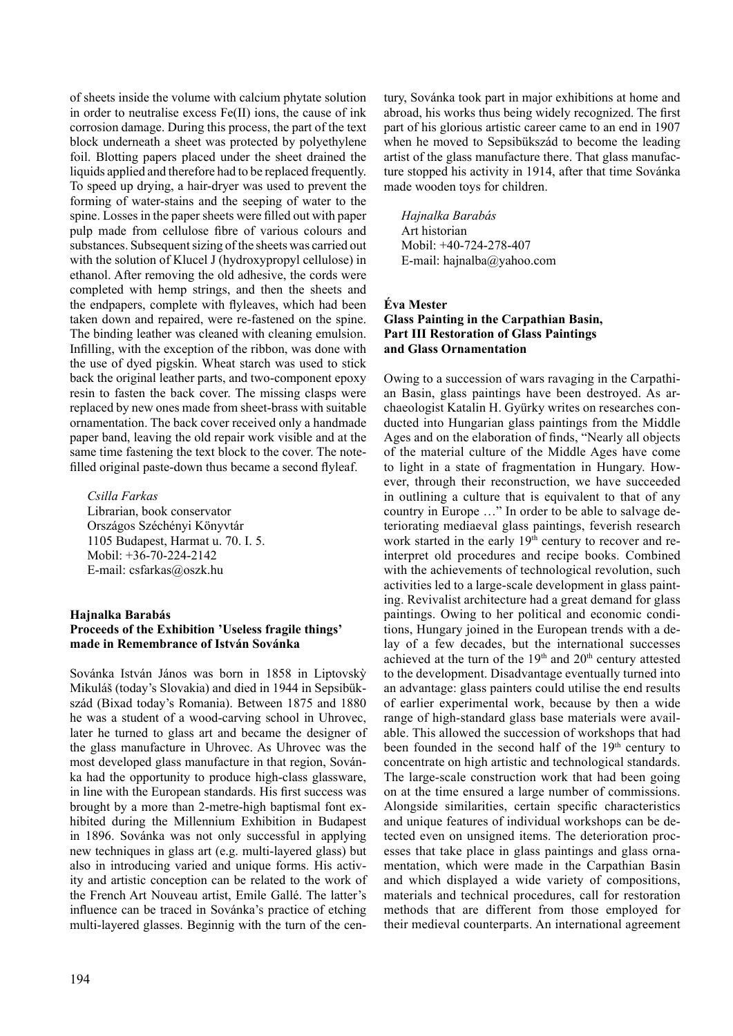of sheets inside the volume with calcium phytate solution in order to neutralise excess Fe(II) ions, the cause of ink corrosion damage. During this process, the part of the text block underneath a sheet was protected by polyethylene foil. Blotting papers placed under the sheet drained the liquids applied and therefore had to be replaced frequently. To speed up drying, a hair-dryer was used to prevent the forming of water-stains and the seeping of water to the spine. Losses in the paper sheets were filled out with paper pulp made from cellulose fibre of various colours and substances. Subsequent sizing of the sheets was carried out with the solution of Klucel J (hydroxypropyl cellulose) in ethanol. After removing the old adhesive, the cords were completed with hemp strings, and then the sheets and the endpapers, complete with flyleaves, which had been taken down and repaired, were re-fastened on the spine. The binding leather was cleaned with cleaning emulsion. Infilling, with the exception of the ribbon, was done with the use of dyed pigskin. Wheat starch was used to stick back the original leather parts, and two-component epoxy resin to fasten the back cover. The missing clasps were replaced by new ones made from sheet-brass with suitable ornamentation. The back cover received only a handmade paper band, leaving the old repair work visible and at the same time fastening the text block to the cover. The note-filled original paste-down thus became a second flyleaf.

*Csilla Farkas*
Librarian, book conservator
Országos Széchényi Könyvtár
1105 Budapest, Harmat u. 70. I. 5.
Mobil: +36-70-224-2142
E-mail: csfarkas@oszk.hu

**Hajnalka Barabás**
**Proceeds of the Exhibition 'Useless fragile things' made in Remembrance of István Sovánka**

Sovánka István János was born in 1858 in Liptovskỳ Mikuláš (today's Slovakia) and died in 1944 in Sepsibükszád (Bixad today's Romania). Between 1875 and 1880 he was a student of a wood-carving school in Uhrovec, later he turned to glass art and became the designer of the glass manufacture in Uhrovec. As Uhrovec was the most developed glass manufacture in that region, Sovánka had the opportunity to produce high-class glassware, in line with the European standards. His first success was brought by a more than 2-metre-high baptismal font exhibited during the Millennium Exhibition in Budapest in 1896. Sovánka was not only successful in applying new techniques in glass art (e.g. multi-layered glass) but also in introducing varied and unique forms. His activity and artistic conception can be related to the work of the French Art Nouveau artist, Emile Gallé. The latter's influence can be traced in Sovánka's practice of etching multi-layered glasses. Beginnig with the turn of the century, Sovánka took part in major exhibitions at home and abroad, his works thus being widely recognized. The first part of his glorious artistic career came to an end in 1907 when he moved to Sepsibükszád to become the leading artist of the glass manufacture there. That glass manufacture stopped his activity in 1914, after that time Sovánka made wooden toys for children.

*Hajnalka Barabás*
Art historian
Mobil: +40-724-278-407
E-mail: hajnalba@yahoo.com

**Éva Mester**
**Glass Painting in the Carpathian Basin, Part III Restoration of Glass Paintings and Glass Ornamentation**

Owing to a succession of wars ravaging in the Carpathian Basin, glass paintings have been destroyed. As archaeologist Katalin H. Gyürky writes on researches conducted into Hungarian glass paintings from the Middle Ages and on the elaboration of finds, "Nearly all objects of the material culture of the Middle Ages have come to light in a state of fragmentation in Hungary. However, through their reconstruction, we have succeeded in outlining a culture that is equivalent to that of any country in Europe …" In order to be able to salvage deteriorating mediaeval glass paintings, feverish research work started in the early 19th century to recover and reinterpret old procedures and recipe books. Combined with the achievements of technological revolution, such activities led to a large-scale development in glass painting. Revivalist architecture had a great demand for glass paintings. Owing to her political and economic conditions, Hungary joined in the European trends with a delay of a few decades, but the international successes achieved at the turn of the 19th and 20th century attested to the development. Disadvantage eventually turned into an advantage: glass painters could utilise the end results of earlier experimental work, because by then a wide range of high-standard glass base materials were available. This allowed the succession of workshops that had been founded in the second half of the 19th century to concentrate on high artistic and technological standards. The large-scale construction work that had been going on at the time ensured a large number of commissions. Alongside similarities, certain specific characteristics and unique features of individual workshops can be detected even on unsigned items. The deterioration processes that take place in glass paintings and glass ornamentation, which were made in the Carpathian Basin and which displayed a wide variety of compositions, materials and technical procedures, call for restoration methods that are different from those employed for their medieval counterparts. An international agreement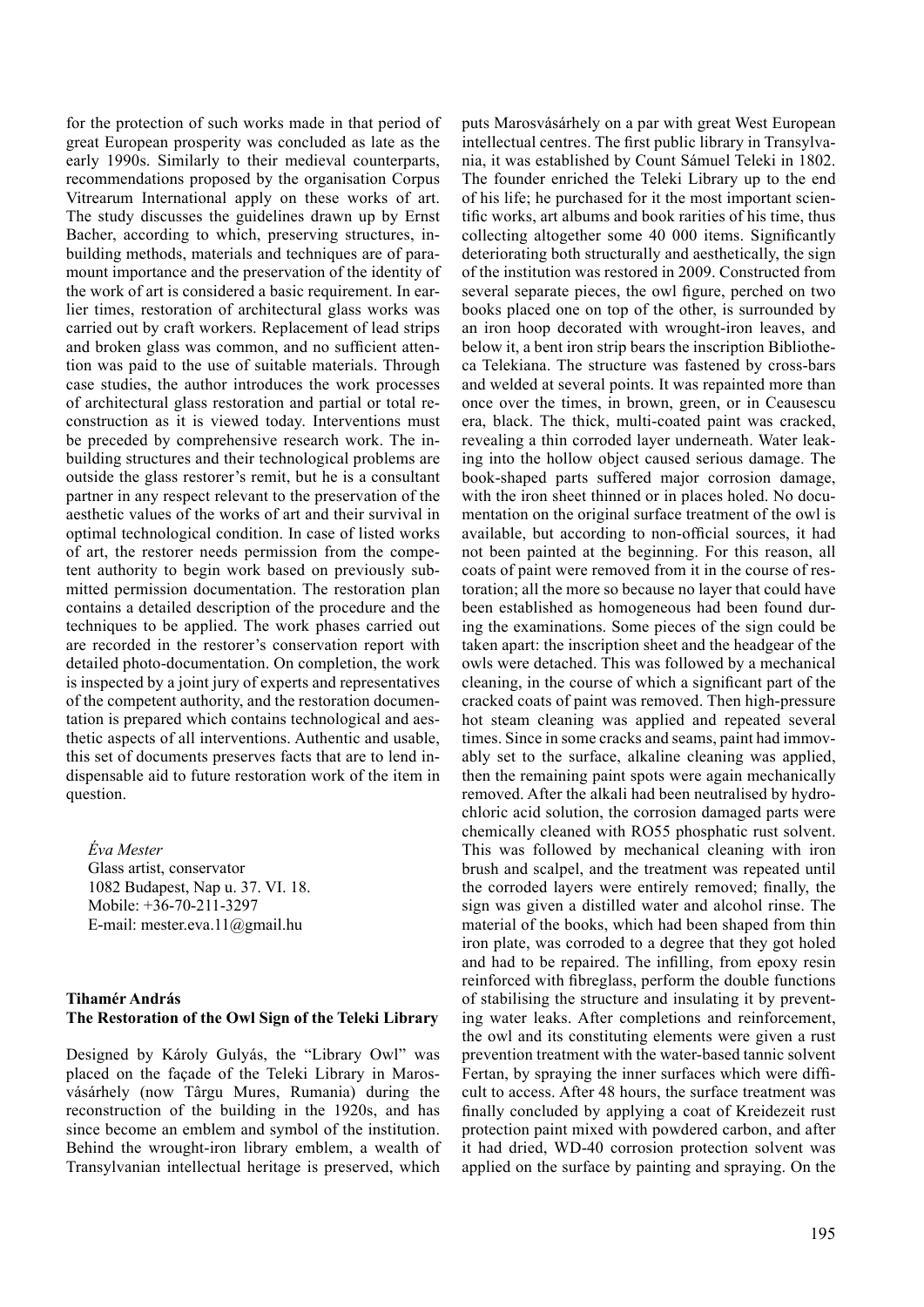for the protection of such works made in that period of great European prosperity was concluded as late as the early 1990s. Similarly to their medieval counterparts, recommendations proposed by the organisation Corpus Vitrearum International apply on these works of art. The study discusses the guidelines drawn up by Ernst Bacher, according to which, preserving structures, in-building methods, materials and techniques are of paramount importance and the preservation of the identity of the work of art is considered a basic requirement. In earlier times, restoration of architectural glass works was carried out by craft workers. Replacement of lead strips and broken glass was common, and no sufficient attention was paid to the use of suitable materials. Through case studies, the author introduces the work processes of architectural glass restoration and partial or total reconstruction as it is viewed today. Interventions must be preceded by comprehensive research work. The in-building structures and their technological problems are outside the glass restorer's remit, but he is a consultant partner in any respect relevant to the preservation of the aesthetic values of the works of art and their survival in optimal technological condition. In case of listed works of art, the restorer needs permission from the competent authority to begin work based on previously submitted permission documentation. The restoration plan contains a detailed description of the procedure and the techniques to be applied. The work phases carried out are recorded in the restorer's conservation report with detailed photo-documentation. On completion, the work is inspected by a joint jury of experts and representatives of the competent authority, and the restoration documentation is prepared which contains technological and aesthetic aspects of all interventions. Authentic and usable, this set of documents preserves facts that are to lend indispensable aid to future restoration work of the item in question.

*Éva Mester*
Glass artist, conservator
1082 Budapest, Nap u. 37. VI. 18.
Mobile: +36-70-211-3297
E-mail: mester.eva.11@gmail.hu

**Tihamér András**
**The Restoration of the Owl Sign of the Teleki Library**

Designed by Károly Gulyás, the "Library Owl" was placed on the façade of the Teleki Library in Marosvásárhely (now Târgu Mures, Rumania) during the reconstruction of the building in the 1920s, and has since become an emblem and symbol of the institution. Behind the wrought-iron library emblem, a wealth of Transylvanian intellectual heritage is preserved, which puts Marosvásárhely on a par with great West European intellectual centres. The first public library in Transylvania, it was established by Count Sámuel Teleki in 1802. The founder enriched the Teleki Library up to the end of his life; he purchased for it the most important scientific works, art albums and book rarities of his time, thus collecting altogether some 40 000 items. Significantly deteriorating both structurally and aesthetically, the sign of the institution was restored in 2009. Constructed from several separate pieces, the owl figure, perched on two books placed one on top of the other, is surrounded by an iron hoop decorated with wrought-iron leaves, and below it, a bent iron strip bears the inscription Bibliotheca Telekiana. The structure was fastened by cross-bars and welded at several points. It was repainted more than once over the times, in brown, green, or in Ceausescu era, black. The thick, multi-coated paint was cracked, revealing a thin corroded layer underneath. Water leaking into the hollow object caused serious damage. The book-shaped parts suffered major corrosion damage, with the iron sheet thinned or in places holed. No documentation on the original surface treatment of the owl is available, but according to non-official sources, it had not been painted at the beginning. For this reason, all coats of paint were removed from it in the course of restoration; all the more so because no layer that could have been established as homogeneous had been found during the examinations. Some pieces of the sign could be taken apart: the inscription sheet and the headgear of the owls were detached. This was followed by a mechanical cleaning, in the course of which a significant part of the cracked coats of paint was removed. Then high-pressure hot steam cleaning was applied and repeated several times. Since in some cracks and seams, paint had immovably set to the surface, alkaline cleaning was applied, then the remaining paint spots were again mechanically removed. After the alkali had been neutralised by hydrochloric acid solution, the corrosion damaged parts were chemically cleaned with RO55 phosphatic rust solvent. This was followed by mechanical cleaning with iron brush and scalpel, and the treatment was repeated until the corroded layers were entirely removed; finally, the sign was given a distilled water and alcohol rinse. The material of the books, which had been shaped from thin iron plate, was corroded to a degree that they got holed and had to be repaired. The infilling, from epoxy resin reinforced with fibreglass, perform the double functions of stabilising the structure and insulating it by preventing water leaks. After completions and reinforcement, the owl and its constituting elements were given a rust prevention treatment with the water-based tannic solvent Fertan, by spraying the inner surfaces which were difficult to access. After 48 hours, the surface treatment was finally concluded by applying a coat of Kreidezeit rust protection paint mixed with powdered carbon, and after it had dried, WD-40 corrosion protection solvent was applied on the surface by painting and spraying. On the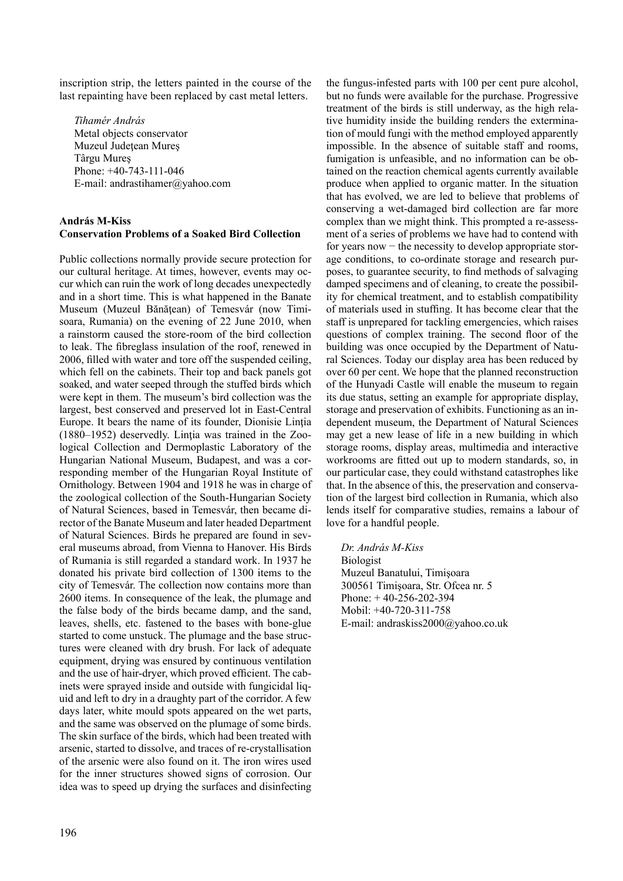inscription strip, the letters painted in the course of the last repainting have been replaced by cast metal letters.

*Tihamér András*
Metal objects conservator
Muzeul Judeţean Mureş
Târgu Mureş
Phone: +40-743-111-046
E-mail: andrastihamer@yahoo.com

**András M-Kiss**
**Conservation Problems of a Soaked Bird Collection**

Public collections normally provide secure protection for our cultural heritage. At times, however, events may occur which can ruin the work of long decades unexpectedly and in a short time. This is what happened in the Banate Museum (Muzeul Bănăţean) of Temesvár (now Timisoara, Rumania) on the evening of 22 June 2010, when a rainstorm caused the store-room of the bird collection to leak. The fibreglass insulation of the roof, renewed in 2006, filled with water and tore off the suspended ceiling, which fell on the cabinets. Their top and back panels got soaked, and water seeped through the stuffed birds which were kept in them. The museum's bird collection was the largest, best conserved and preserved lot in East-Central Europe. It bears the name of its founder, Dionisie Linţia (1880–1952) deservedly. Linţia was trained in the Zoological Collection and Dermoplastic Laboratory of the Hungarian National Museum, Budapest, and was a corresponding member of the Hungarian Royal Institute of Ornithology. Between 1904 and 1918 he was in charge of the zoological collection of the South-Hungarian Society of Natural Sciences, based in Temesvár, then became director of the Banate Museum and later headed Department of Natural Sciences. Birds he prepared are found in several museums abroad, from Vienna to Hanover. His Birds of Rumania is still regarded a standard work. In 1937 he donated his private bird collection of 1300 items to the city of Temesvár. The collection now contains more than 2600 items. In consequence of the leak, the plumage and the false body of the birds became damp, and the sand, leaves, shells, etc. fastened to the bases with bone-glue started to come unstuck. The plumage and the base structures were cleaned with dry brush. For lack of adequate equipment, drying was ensured by continuous ventilation and the use of hair-dryer, which proved efficient. The cabinets were sprayed inside and outside with fungicidal liquid and left to dry in a draughty part of the corridor. A few days later, white mould spots appeared on the wet parts, and the same was observed on the plumage of some birds. The skin surface of the birds, which had been treated with arsenic, started to dissolve, and traces of re-crystallisation of the arsenic were also found on it. The iron wires used for the inner structures showed signs of corrosion. Our idea was to speed up drying the surfaces and disinfecting the fungus-infested parts with 100 per cent pure alcohol, but no funds were available for the purchase. Progressive treatment of the birds is still underway, as the high relative humidity inside the building renders the extermination of mould fungi with the method employed apparently impossible. In the absence of suitable staff and rooms, fumigation is unfeasible, and no information can be obtained on the reaction chemical agents currently available produce when applied to organic matter. In the situation that has evolved, we are led to believe that problems of conserving a wet-damaged bird collection are far more complex than we might think. This prompted a re-assessment of a series of problems we have had to contend with for years now − the necessity to develop appropriate storage conditions, to co-ordinate storage and research purposes, to guarantee security, to find methods of salvaging damped specimens and of cleaning, to create the possibility for chemical treatment, and to establish compatibility of materials used in stuffing. It has become clear that the staff is unprepared for tackling emergencies, which raises questions of complex training. The second floor of the building was once occupied by the Department of Natural Sciences. Today our display area has been reduced by over 60 per cent. We hope that the planned reconstruction of the Hunyadi Castle will enable the museum to regain its due status, setting an example for appropriate display, storage and preservation of exhibits. Functioning as an independent museum, the Department of Natural Sciences may get a new lease of life in a new building in which storage rooms, display areas, multimedia and interactive workrooms are fitted out up to modern standards, so, in our particular case, they could withstand catastrophes like that. In the absence of this, the preservation and conservation of the largest bird collection in Rumania, which also lends itself for comparative studies, remains a labour of love for a handful people.

*Dr. András M-Kiss*
Biologist
Muzeul Banatului, Timişoara
300561 Timişoara, Str. Ofcea nr. 5
Phone: + 40-256-202-394
Mobil: +40-720-311-758
E-mail: andraskiss2000@yahoo.co.uk